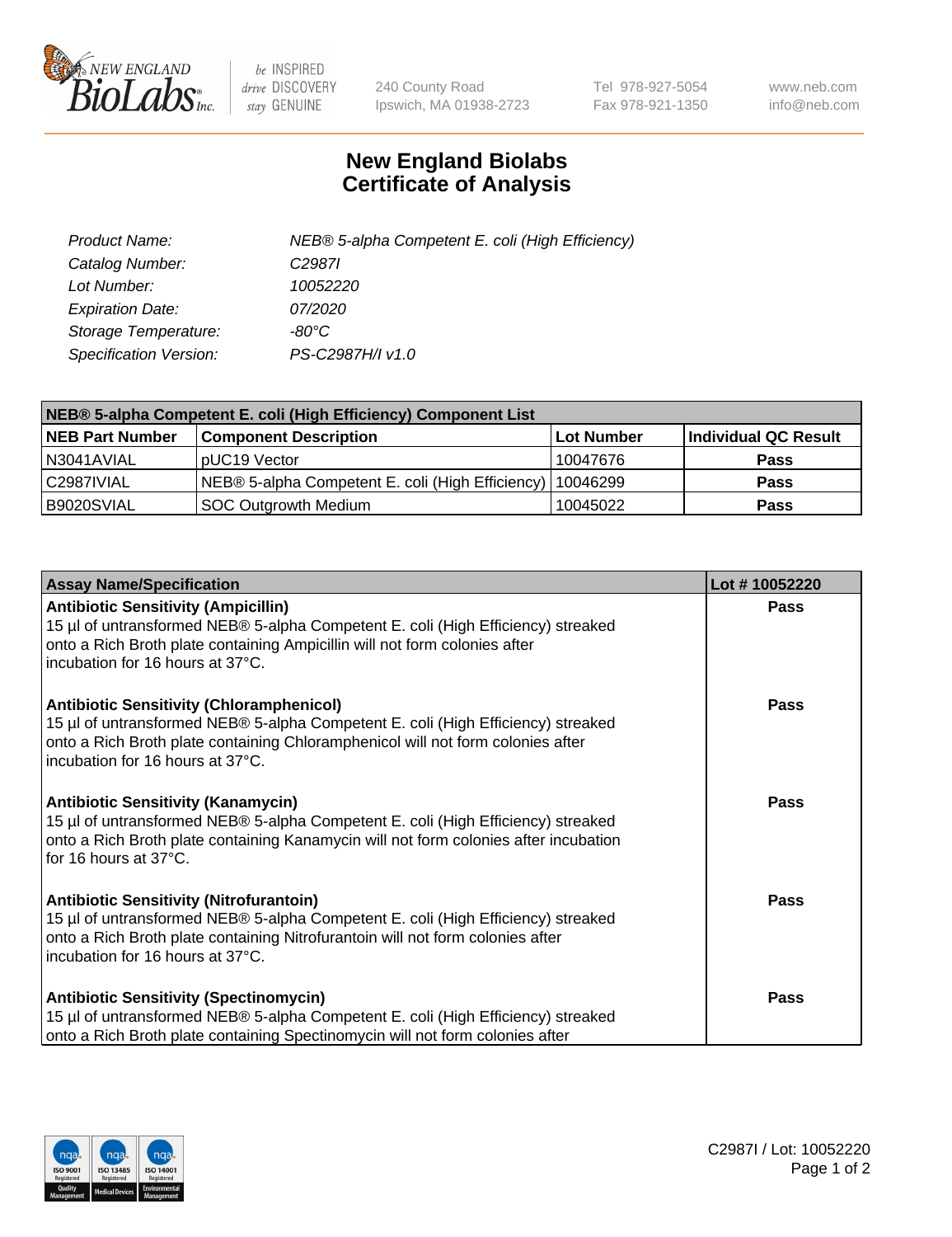# New England Biolabs
# Certificate of Analysis

*Product Name:* *NEB® 5-alpha Competent E. coli (High Efficiency)*
*Catalog Number:* *C2987I*
*Lot Number:* *10052220*
*Expiration Date:* *07/2020*
*Storage Temperature:* *-80°C*
*Specification Version:* *PS-C2987H/I v1.0*

| NEB® 5-alpha Competent E. coli (High Efficiency) Component List | | | |
|---|---|---|---|
| **NEB Part Number** | **Component Description** | **Lot Number** | **Individual QC Result** |
| N3041AVIAL | pUC19 Vector | 10047676 | **Pass** |
| C2987IVIAL | NEB® 5-alpha Competent E. coli (High Efficiency) | 10046299 | **Pass** |
| B9020SVIAL | SOC Outgrowth Medium | 10045022 | **Pass** |

| Assay Name/Specification | Lot # 10052220 |
|---|---|
| **Antibiotic Sensitivity (Ampicillin)** 15 µl of untransformed NEB® 5-alpha Competent E. coli (High Efficiency) streaked onto a Rich Broth plate containing Ampicillin will not form colonies after incubation for 16 hours at 37°C. | **Pass** |
| **Antibiotic Sensitivity (Chloramphenicol)** 15 µl of untransformed NEB® 5-alpha Competent E. coli (High Efficiency) streaked onto a Rich Broth plate containing Chloramphenicol will not form colonies after incubation for 16 hours at 37°C. | **Pass** |
| **Antibiotic Sensitivity (Kanamycin)** 15 µl of untransformed NEB® 5-alpha Competent E. coli (High Efficiency) streaked onto a Rich Broth plate containing Kanamycin will not form colonies after incubation for 16 hours at 37°C. | **Pass** |
| **Antibiotic Sensitivity (Nitrofurantoin)** 15 µl of untransformed NEB® 5-alpha Competent E. coli (High Efficiency) streaked onto a Rich Broth plate containing Nitrofurantoin will not form colonies after incubation for 16 hours at 37°C. | **Pass** |
| **Antibiotic Sensitivity (Spectinomycin)** 15 µl of untransformed NEB® 5-alpha Competent E. coli (High Efficiency) streaked onto a Rich Broth plate containing Spectinomycin will not form colonies after | **Pass** |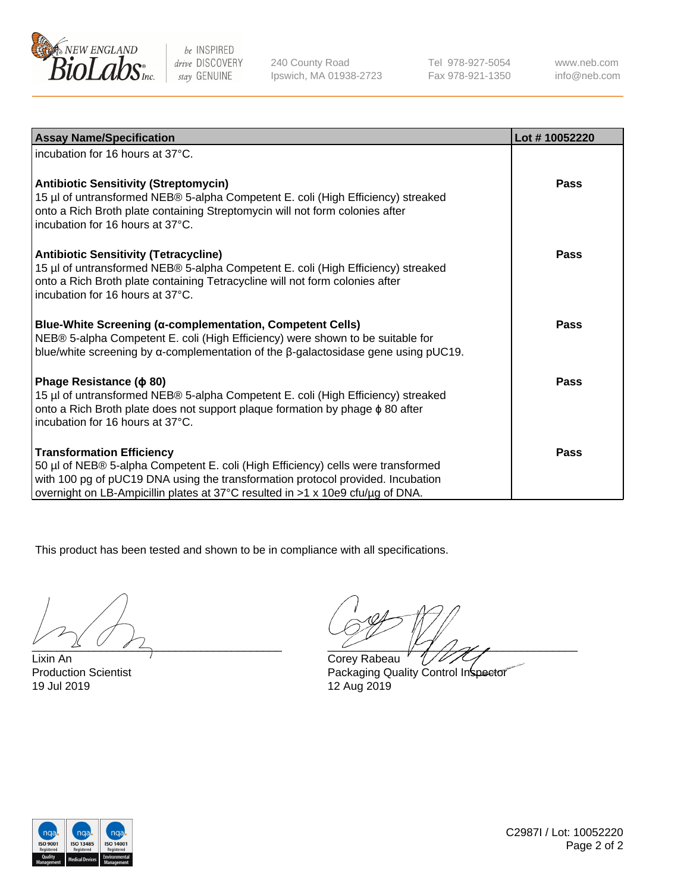| Assay Name/Specification | Lot # 10052220 |
|---|---|
| incubation for 16 hours at 37°C. | |
| **Antibiotic Sensitivity (Streptomycin)**<br>15 µl of untransformed NEB® 5-alpha Competent E. coli (High Efficiency) streaked onto a Rich Broth plate containing Streptomycin will not form colonies after incubation for 16 hours at 37°C. | **Pass** |
| **Antibiotic Sensitivity (Tetracycline)**<br>15 µl of untransformed NEB® 5-alpha Competent E. coli (High Efficiency) streaked onto a Rich Broth plate containing Tetracycline will not form colonies after incubation for 16 hours at 37°C. | **Pass** |
| **Blue-White Screening (α-complementation, Competent Cells)**<br>NEB® 5-alpha Competent E. coli (High Efficiency) were shown to be suitable for blue/white screening by α-complementation of the β-galactosidase gene using pUC19. | **Pass** |
| **Phage Resistance (ϕ 80)**<br>15 µl of untransformed NEB® 5-alpha Competent E. coli (High Efficiency) streaked onto a Rich Broth plate does not support plaque formation by phage ϕ 80 after incubation for 16 hours at 37°C. | **Pass** |
| **Transformation Efficiency**<br>50 µl of NEB® 5-alpha Competent E. coli (High Efficiency) cells were transformed with 100 pg of pUC19 DNA using the transformation protocol provided. Incubation overnight on LB-Ampicillin plates at 37°C resulted in >1 x 10e9 cfu/µg of DNA. | **Pass** |

This product has been tested and shown to be in compliance with all specifications.

Lixin An
Production Scientist
19 Jul 2019

Corey Rabeau
Packaging Quality Control Inspector
12 Aug 2019

C2987I / Lot: 10052220